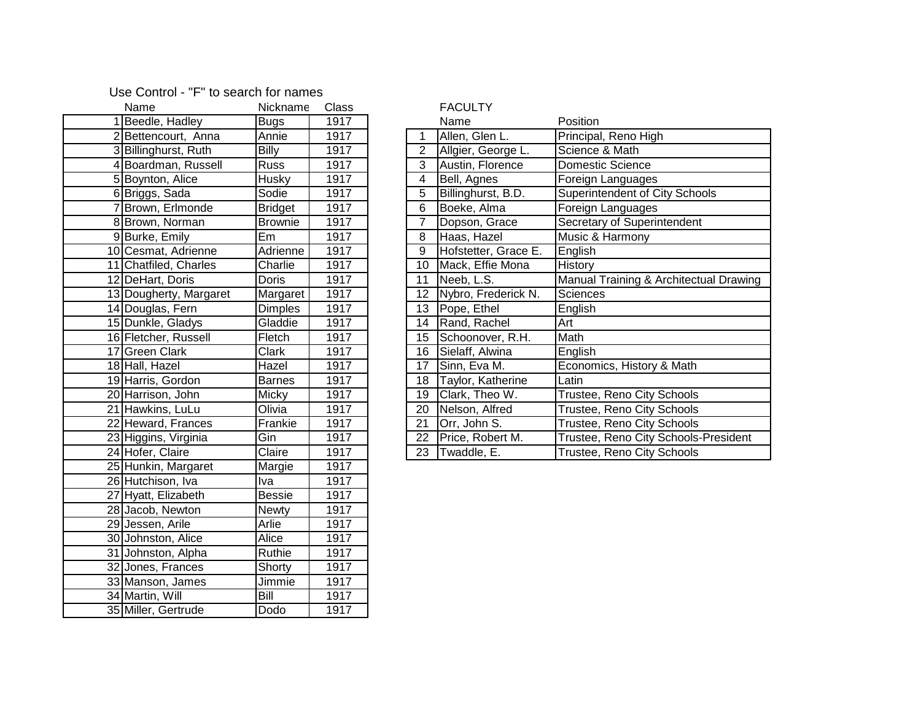Use Control - "F" to search for names

| | Name | Nickname | Class |
|---|---|---|---|
| 1 | Beedle, Hadley | Bugs | 1917 |
| 2 | Bettencourt, Anna | Annie | 1917 |
| 3 | Billinghurst, Ruth | Billy | 1917 |
| 4 | Boardman, Russell | Russ | 1917 |
| 5 | Boynton, Alice | Husky | 1917 |
| 6 | Briggs, Sada | Sodie | 1917 |
| 7 | Brown, Erlmonde | Bridget | 1917 |
| 8 | Brown, Norman | Brownie | 1917 |
| 9 | Burke, Emily | Em | 1917 |
| 10 | Cesmat, Adrienne | Adrienne | 1917 |
| 11 | Chatfiled, Charles | Charlie | 1917 |
| 12 | DeHart, Doris | Doris | 1917 |
| 13 | Dougherty, Margaret | Margaret | 1917 |
| 14 | Douglas, Fern | Dimples | 1917 |
| 15 | Dunkle, Gladys | Gladdie | 1917 |
| 16 | Fletcher, Russell | Fletch | 1917 |
| 17 | Green Clark | Clark | 1917 |
| 18 | Hall, Hazel | Hazel | 1917 |
| 19 | Harris, Gordon | Barnes | 1917 |
| 20 | Harrison, John | Micky | 1917 |
| 21 | Hawkins, LuLu | Olivia | 1917 |
| 22 | Heward, Frances | Frankie | 1917 |
| 23 | Higgins, Virginia | Gin | 1917 |
| 24 | Hofer, Claire | Claire | 1917 |
| 25 | Hunkin, Margaret | Margie | 1917 |
| 26 | Hutchison, Iva | Iva | 1917 |
| 27 | Hyatt, Elizabeth | Bessie | 1917 |
| 28 | Jacob, Newton | Newty | 1917 |
| 29 | Jessen, Arile | Arlie | 1917 |
| 30 | Johnston, Alice | Alice | 1917 |
| 31 | Johnston, Alpha | Ruthie | 1917 |
| 32 | Jones, Frances | Shorty | 1917 |
| 33 | Manson, James | Jimmie | 1917 |
| 34 | Martin, Will | Bill | 1917 |
| 35 | Miller, Gertrude | Dodo | 1917 |

FACULTY

| | Name | Position |
|---|---|---|
| 1 | Allen, Glen L. | Principal, Reno High |
| 2 | Allgier, George L. | Science & Math |
| 3 | Austin, Florence | Domestic Science |
| 4 | Bell, Agnes | Foreign Languages |
| 5 | Billinghurst, B.D. | Superintendent of City Schools |
| 6 | Boeke, Alma | Foreign Languages |
| 7 | Dopson, Grace | Secretary of Superintendent |
| 8 | Haas, Hazel | Music & Harmony |
| 9 | Hofstetter, Grace E. | English |
| 10 | Mack, Effie Mona | History |
| 11 | Neeb, L.S. | Manual Training & Architectual Drawing |
| 12 | Nybro, Frederick N. | Sciences |
| 13 | Pope, Ethel | English |
| 14 | Rand, Rachel | Art |
| 15 | Schoonover, R.H. | Math |
| 16 | Sielaff, Alwina | English |
| 17 | Sinn, Eva M. | Economics, History & Math |
| 18 | Taylor, Katherine | Latin |
| 19 | Clark, Theo W. | Trustee, Reno City Schools |
| 20 | Nelson, Alfred | Trustee, Reno City Schools |
| 21 | Orr, John S. | Trustee, Reno City Schools |
| 22 | Price, Robert M. | Trustee, Reno City Schools-President |
| 23 | Twaddle, E. | Trustee, Reno City Schools |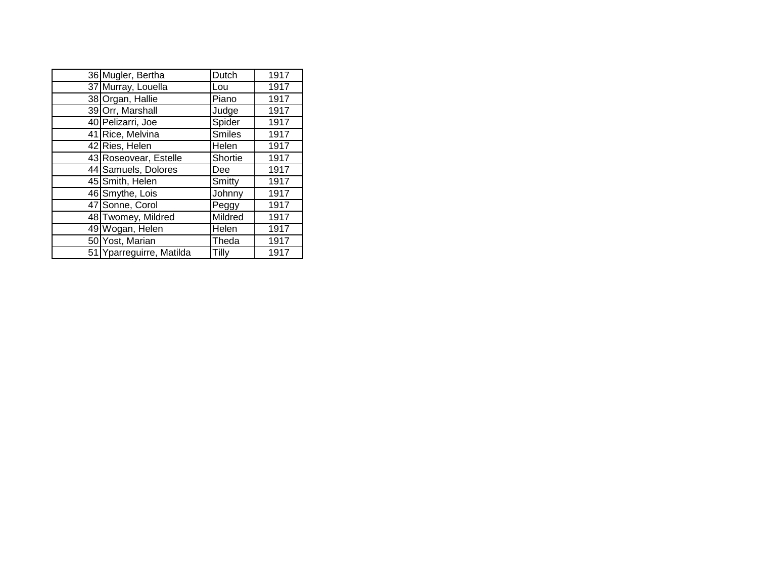| | | | |
|---|---|---|---|
| 36 | Mugler, Bertha | Dutch | 1917 |
| 37 | Murray, Louella | Lou | 1917 |
| 38 | Organ, Hallie | Piano | 1917 |
| 39 | Orr, Marshall | Judge | 1917 |
| 40 | Pelizarri, Joe | Spider | 1917 |
| 41 | Rice, Melvina | Smiles | 1917 |
| 42 | Ries, Helen | Helen | 1917 |
| 43 | Roseovear, Estelle | Shortie | 1917 |
| 44 | Samuels, Dolores | Dee | 1917 |
| 45 | Smith, Helen | Smitty | 1917 |
| 46 | Smythe, Lois | Johnny | 1917 |
| 47 | Sonne, Corol | Peggy | 1917 |
| 48 | Twomey, Mildred | Mildred | 1917 |
| 49 | Wogan, Helen | Helen | 1917 |
| 50 | Yost, Marian | Theda | 1917 |
| 51 | Yparreguirre, Matilda | Tilly | 1917 |